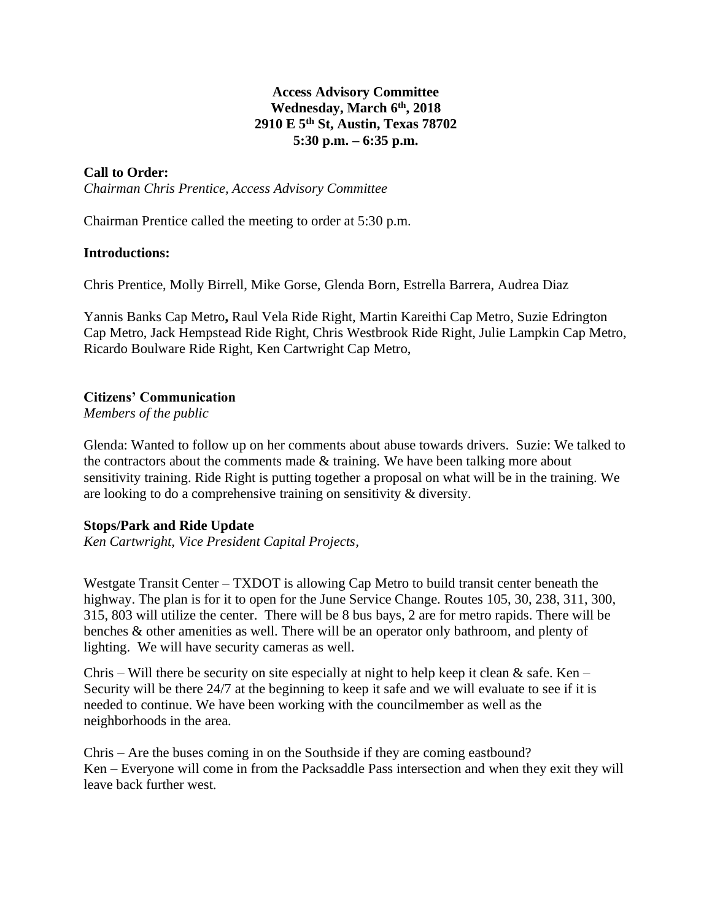**Access Advisory Committee**
**Wednesday, March 6th, 2018**
**2910 E 5th St, Austin, Texas 78702**
**5:30 p.m. – 6:35 p.m.**

**Call to Order:**
*Chairman Chris Prentice, Access Advisory Committee*

Chairman Prentice called the meeting to order at 5:30 p.m.

**Introductions:**

Chris Prentice, Molly Birrell, Mike Gorse, Glenda Born, Estrella Barrera, Audrea Diaz

Yannis Banks Cap Metro**,** Raul Vela Ride Right, Martin Kareithi Cap Metro, Suzie Edrington Cap Metro, Jack Hempstead Ride Right, Chris Westbrook Ride Right, Julie Lampkin Cap Metro, Ricardo Boulware Ride Right, Ken Cartwright Cap Metro,

**Citizens' Communication**
*Members of the public*

Glenda: Wanted to follow up on her comments about abuse towards drivers. Suzie: We talked to the contractors about the comments made & training. We have been talking more about sensitivity training. Ride Right is putting together a proposal on what will be in the training. We are looking to do a comprehensive training on sensitivity & diversity.

**Stops/Park and Ride Update**
*Ken Cartwright, Vice President Capital Projects,*

Westgate Transit Center – TXDOT is allowing Cap Metro to build transit center beneath the highway. The plan is for it to open for the June Service Change. Routes 105, 30, 238, 311, 300, 315, 803 will utilize the center. There will be 8 bus bays, 2 are for metro rapids. There will be benches & other amenities as well. There will be an operator only bathroom, and plenty of lighting. We will have security cameras as well.

Chris – Will there be security on site especially at night to help keep it clean & safe. Ken – Security will be there 24/7 at the beginning to keep it safe and we will evaluate to see if it is needed to continue. We have been working with the councilmember as well as the neighborhoods in the area.

Chris – Are the buses coming in on the Southside if they are coming eastbound?
Ken – Everyone will come in from the Packsaddle Pass intersection and when they exit they will leave back further west.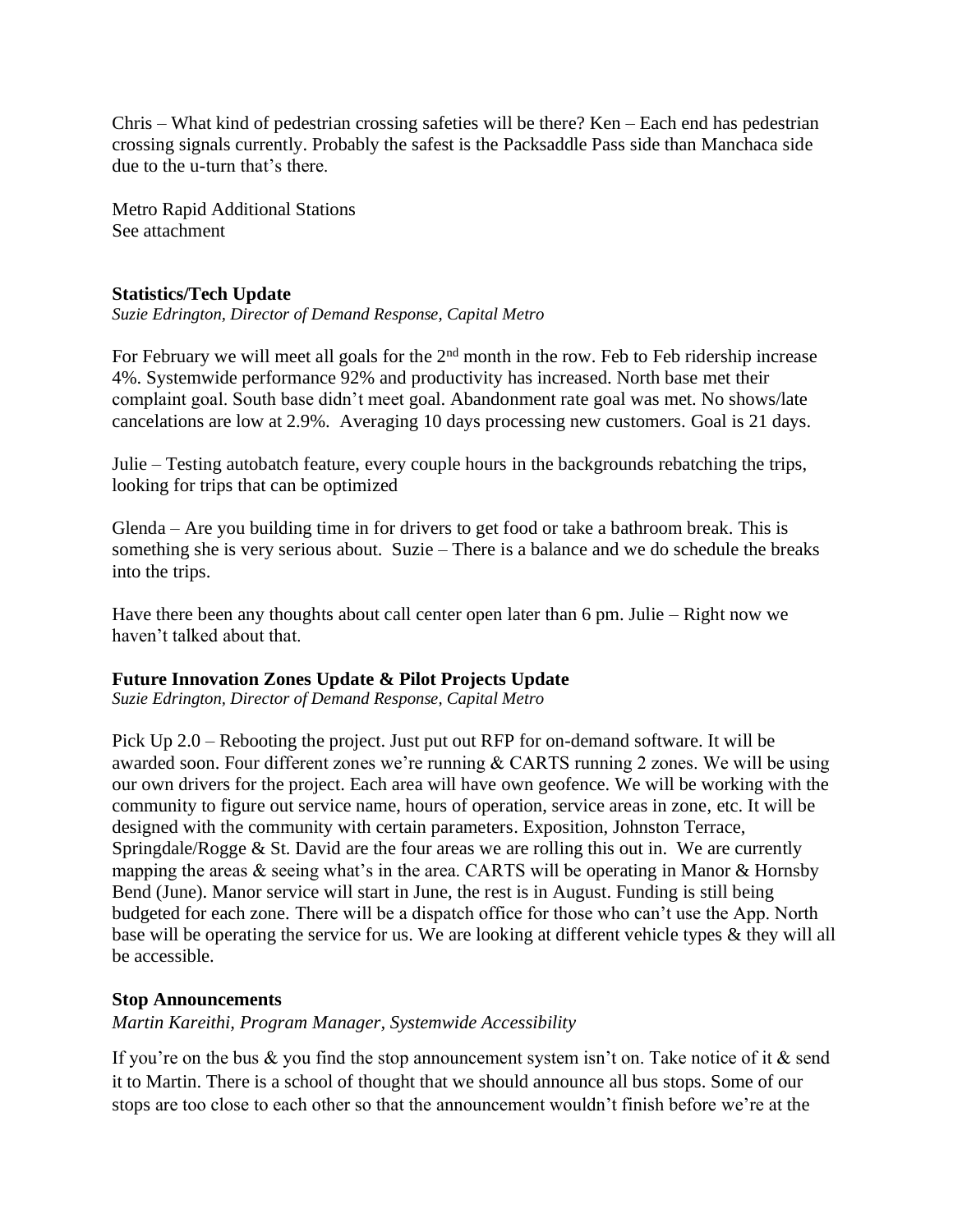Chris – What kind of pedestrian crossing safeties will be there? Ken – Each end has pedestrian crossing signals currently. Probably the safest is the Packsaddle Pass side than Manchaca side due to the u-turn that's there.

Metro Rapid Additional Stations
See attachment

**Statistics/Tech Update**
*Suzie Edrington, Director of Demand Response, Capital Metro*

For February we will meet all goals for the 2nd month in the row. Feb to Feb ridership increase 4%. Systemwide performance 92% and productivity has increased. North base met their complaint goal. South base didn't meet goal. Abandonment rate goal was met. No shows/late cancelations are low at 2.9%. Averaging 10 days processing new customers. Goal is 21 days.

Julie – Testing autobatch feature, every couple hours in the backgrounds rebatching the trips, looking for trips that can be optimized

Glenda – Are you building time in for drivers to get food or take a bathroom break. This is something she is very serious about. Suzie – There is a balance and we do schedule the breaks into the trips.

Have there been any thoughts about call center open later than 6 pm. Julie – Right now we haven't talked about that.

**Future Innovation Zones Update & Pilot Projects Update**
*Suzie Edrington, Director of Demand Response, Capital Metro*

Pick Up 2.0 – Rebooting the project. Just put out RFP for on-demand software. It will be awarded soon. Four different zones we're running & CARTS running 2 zones. We will be using our own drivers for the project. Each area will have own geofence. We will be working with the community to figure out service name, hours of operation, service areas in zone, etc. It will be designed with the community with certain parameters. Exposition, Johnston Terrace, Springdale/Rogge & St. David are the four areas we are rolling this out in. We are currently mapping the areas & seeing what's in the area. CARTS will be operating in Manor & Hornsby Bend (June). Manor service will start in June, the rest is in August. Funding is still being budgeted for each zone. There will be a dispatch office for those who can't use the App. North base will be operating the service for us. We are looking at different vehicle types & they will all be accessible.

**Stop Announcements**
*Martin Kareithi, Program Manager, Systemwide Accessibility*

If you're on the bus & you find the stop announcement system isn't on. Take notice of it & send it to Martin. There is a school of thought that we should announce all bus stops. Some of our stops are too close to each other so that the announcement wouldn't finish before we're at the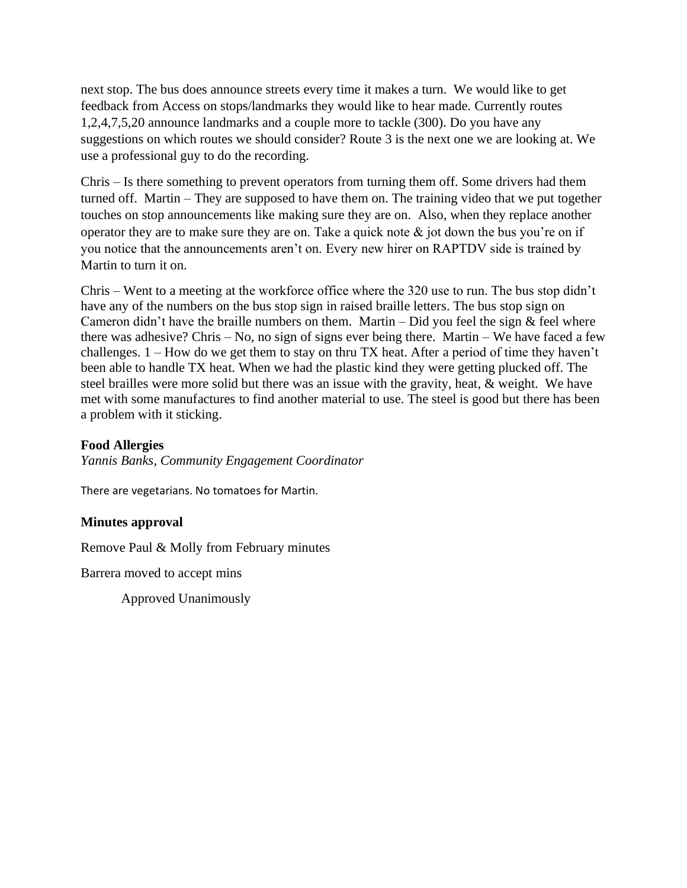next stop. The bus does announce streets every time it makes a turn. We would like to get feedback from Access on stops/landmarks they would like to hear made. Currently routes 1,2,4,7,5,20 announce landmarks and a couple more to tackle (300). Do you have any suggestions on which routes we should consider? Route 3 is the next one we are looking at. We use a professional guy to do the recording.

Chris – Is there something to prevent operators from turning them off. Some drivers had them turned off. Martin – They are supposed to have them on. The training video that we put together touches on stop announcements like making sure they are on. Also, when they replace another operator they are to make sure they are on. Take a quick note & jot down the bus you're on if you notice that the announcements aren't on. Every new hirer on RAPTDV side is trained by Martin to turn it on.

Chris – Went to a meeting at the workforce office where the 320 use to run. The bus stop didn't have any of the numbers on the bus stop sign in raised braille letters. The bus stop sign on Cameron didn't have the braille numbers on them. Martin – Did you feel the sign & feel where there was adhesive? Chris – No, no sign of signs ever being there. Martin – We have faced a few challenges. 1 – How do we get them to stay on thru TX heat. After a period of time they haven't been able to handle TX heat. When we had the plastic kind they were getting plucked off. The steel brailles were more solid but there was an issue with the gravity, heat, & weight. We have met with some manufactures to find another material to use. The steel is good but there has been a problem with it sticking.

**Food Allergies**

*Yannis Banks, Community Engagement Coordinator*

There are vegetarians. No tomatoes for Martin.

**Minutes approval**

Remove Paul & Molly from February minutes

Barrera moved to accept mins

Approved Unanimously